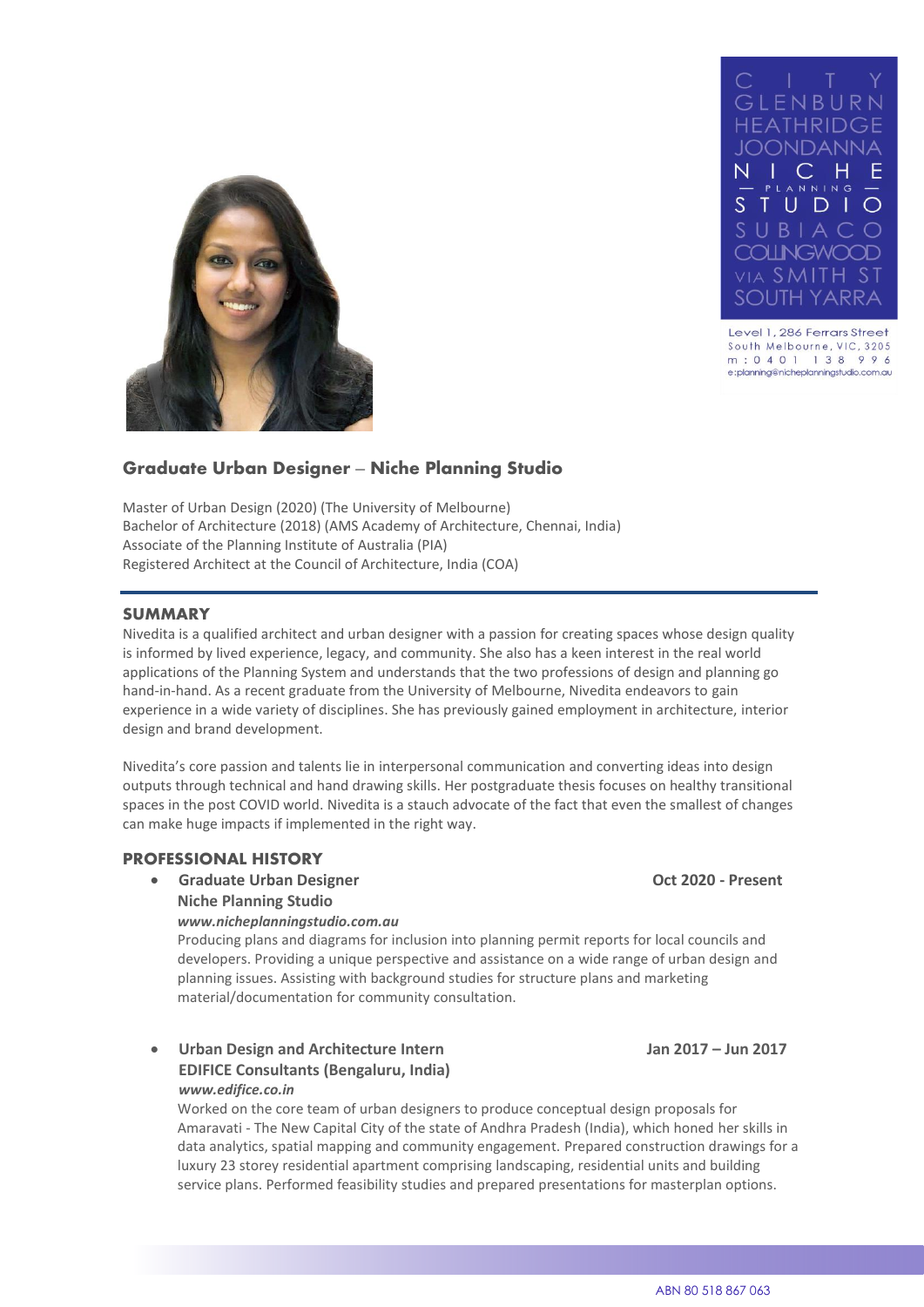C I T Y
GLENBURN
HEATHRIDGE
JOONDANNA
N I C H E
— PLANNING —
S T U D I O
SUBIACO
COLLINGWOOD
VIA SMITH ST
SOUTH YARRA

Level 1, 286 Ferrars Street
South Melbourne, VIC, 3205
m : 0401 138 996
e:planning@nicheplanningstudio.com.au

## Graduate Urban Designer – Niche Planning Studio

Master of Urban Design (2020) (The University of Melbourne)
Bachelor of Architecture (2018) (AMS Academy of Architecture, Chennai, India)
Associate of the Planning Institute of Australia (PIA)
Registered Architect at the Council of Architecture, India (COA)

## SUMMARY

Nivedita is a qualified architect and urban designer with a passion for creating spaces whose design quality is informed by lived experience, legacy, and community. She also has a keen interest in the real world applications of the Planning System and understands that the two professions of design and planning go hand-in-hand. As a recent graduate from the University of Melbourne, Nivedita endeavors to gain experience in a wide variety of disciplines. She has previously gained employment in architecture, interior design and brand development.

Nivedita's core passion and talents lie in interpersonal communication and converting ideas into design outputs through technical and hand drawing skills. Her postgraduate thesis focuses on healthy transitional spaces in the post COVID world. Nivedita is a stauch advocate of the fact that even the smallest of changes can make huge impacts if implemented in the right way.

## PROFESSIONAL HISTORY

- **Graduate Urban Designer** **Oct 2020 - Present**
  **Niche Planning Studio**
  ***www.nicheplanningstudio.com.au***
  Producing plans and diagrams for inclusion into planning permit reports for local councils and developers. Providing a unique perspective and assistance on a wide range of urban design and planning issues. Assisting with background studies for structure plans and marketing material/documentation for community consultation.

- **Urban Design and Architecture Intern** **Jan 2017 – Jun 2017**
  **EDIFICE Consultants (Bengaluru, India)**
  ***www.edifice.co.in***
  Worked on the core team of urban designers to produce conceptual design proposals for Amaravati - The New Capital City of the state of Andhra Pradesh (India), which honed her skills in data analytics, spatial mapping and community engagement. Prepared construction drawings for a luxury 23 storey residential apartment comprising landscaping, residential units and building service plans. Performed feasibility studies and prepared presentations for masterplan options.

ABN 80 518 867 063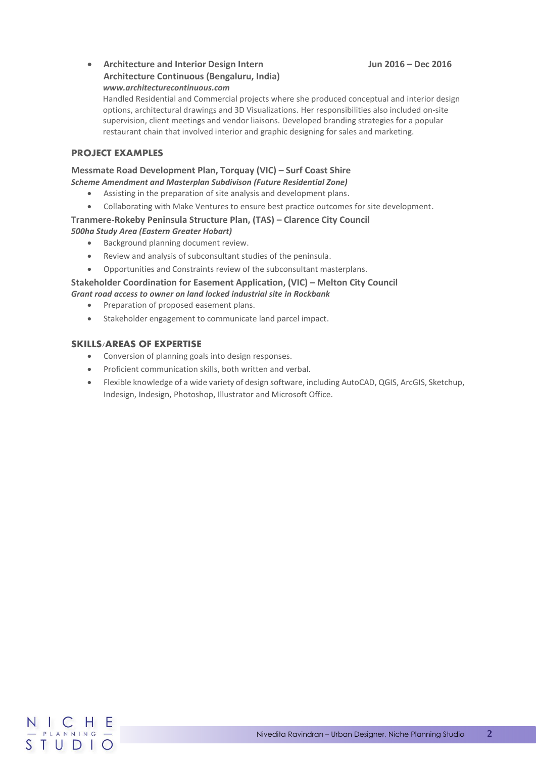- **Architecture and Interior Design Intern** **Jun 2016 – Dec 2016**
  **Architecture Continuous (Bengaluru, India)**
  ***www.architecturecontinuous.com***
  Handled Residential and Commercial projects where she produced conceptual and interior design options, architectural drawings and 3D Visualizations. Her responsibilities also included on-site supervision, client meetings and vendor liaisons. Developed branding strategies for a popular restaurant chain that involved interior and graphic designing for sales and marketing.

## PROJECT EXAMPLES

**Messmate Road Development Plan, Torquay (VIC) – Surf Coast Shire**
***Scheme Amendment and Masterplan Subdivison (Future Residential Zone)***

- Assisting in the preparation of site analysis and development plans.
- Collaborating with Make Ventures to ensure best practice outcomes for site development.

**Tranmere-Rokeby Peninsula Structure Plan, (TAS) – Clarence City Council**
***500ha Study Area (Eastern Greater Hobart)***

- Background planning document review.
- Review and analysis of subconsultant studies of the peninsula.
- Opportunities and Constraints review of the subconsultant masterplans.

**Stakeholder Coordination for Easement Application, (VIC) – Melton City Council**
***Grant road access to owner on land locked industrial site in Rockbank***

- Preparation of proposed easement plans.
- Stakeholder engagement to communicate land parcel impact.

## SKILLS/AREAS OF EXPERTISE

- Conversion of planning goals into design responses.
- Proficient communication skills, both written and verbal.
- Flexible knowledge of a wide variety of design software, including AutoCAD, QGIS, ArcGIS, Sketchup, Indesign, Indesign, Photoshop, Illustrator and Microsoft Office.